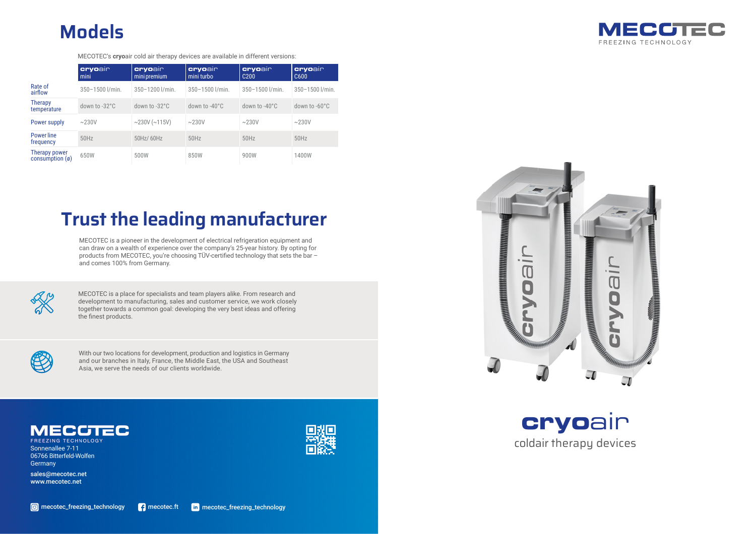# Models

MECOTEC's **cryo**air cold air therapy devices are available in different versions:

| | **cryo**air mini | **cryo**air mini premium | **cryo**air mini turbo | **cryo**air C200 | **cryo**air C600 |
|---|---|---|---|---|---|
| Rate of airflow | 350–1500 l/min. | 350–1200 l/min. | 350–1500 l/min. | 350–1500 l/min. | 350–1500 l/min. |
| Therapy temperature | down to -32°C | down to -32°C | down to -40°C | down to -40°C | down to -60°C |
| Power supply | ~230V | ~230V (~115V) | ~230V | ~230V | ~230V |
| Power line frequency | 50Hz | 50Hz/ 60Hz | 50Hz | 50Hz | 50Hz |
| Therapy power consumption (ø) | 650W | 500W | 850W | 900W | 1400W |

# Trust the leading manufacturer

MECOTEC is a pioneer in the development of electrical refrigeration equipment and can draw on a wealth of experience over the company's 25-year history. By opting for products from MECOTEC, you're choosing TÜV-certified technology that sets the bar – and comes 100% from Germany.

MECOTEC is a place for specialists and team players alike. From research and development to manufacturing, sales and customer service, we work closely together towards a common goal: developing the very best ideas and offering the finest products.

With our two locations for development, production and logistics in Germany and our branches in Italy, France, the Middle East, the USA and Southeast Asia, we serve the needs of our clients worldwide.

**MECOTEC**
FREEZING TECHNOLOGY
Sonnenallee 7-11
06766 Bitterfeld-Wolfen
Germany

sales@mecotec.net
www.mecotec.net

mecotec_freezing_technology | mecotec.ft | mecotec_freezing_technology

**MECOTEC**
FREEZING TECHNOLOGY

# **cryo**air

coldair therapy devices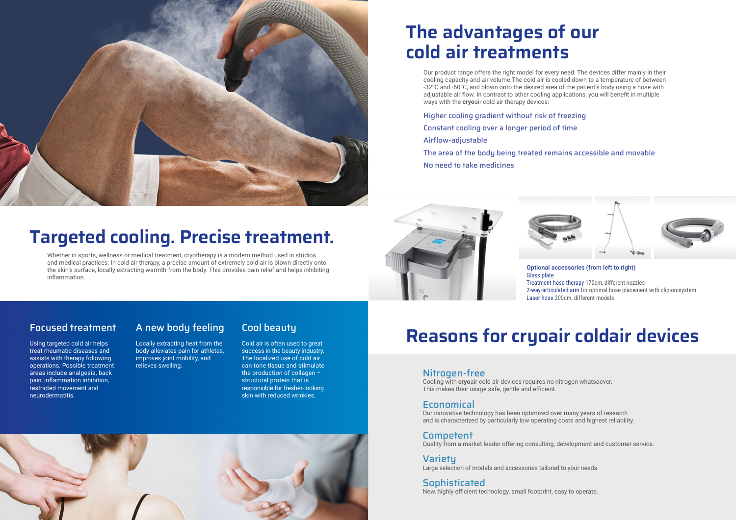# Targeted cooling. Precise treatment.

Whether in sports, wellness or medical treatment, cryotherapy is a modern method used in studios and medical practices: In cold air therapy, a precise amount of extremely cold air is blown directly onto the skin's surface, locally extracting warmth from the body. This provides pain relief and helps inhibiting inflammation.

### Focused treatment

Using targeted cold air helps treat rheumatic diseases and assists with therapy following operations. Possible treatment areas include analgesia, back pain, inflammation inhibition, restricted movement and neurodermatitis.

### A new body feeling

Locally extracting heat from the body alleviates pain for athletes, improves joint mobility, and relieves swelling.

### Cool beauty

Cold air is often used to great success in the beauty industry. The localized use of cold air can tone tissue and stimulate the production of collagen – structural protein that is responsible for fresher-looking skin with reduced wrinkles.

# The advantages of our cold air treatments

Our product range offers the right model for every need. The devices differ mainly in their cooling capacity and air volume.The cold air is cooled down to a temperature of between -32°C and -60°C, and blown onto the desired area of the patient's body using a hose with adjustable air flow. In contrast to other cooling applications, you will benefit in multiple ways with the **cryo**air cold air therapy devices:

- Higher cooling gradient without risk of freezing
- Constant cooling over a longer period of time
- Airflow-adjustable
- The area of the body being treated remains accessible and movable
- No need to take medicines

Optional accessories (from left to right)
Glass plate
Treatment hose therapy 170cm, different nozzles
2-way-articulated arm for optimal hose placement with clip-on-system
Laser hose 200cm, different models

# Reasons for cryoair coldair devices

### Nitrogen-free

Cooling with **cryo**air cold air devices requires no nitrogen whatsoever. This makes their usage safe, gentle and efficient.

### Economical

Our innovative technology has been optimized over many years of research and is characterized by particularly low operating costs and highest reliability.

### Competent

Quality from a market leader offering consulting, development and customer service.

### Variety

Large selection of models and accessories tailored to your needs.

### Sophisticated

New, highly efficient technology, small footprint, easy to operate.